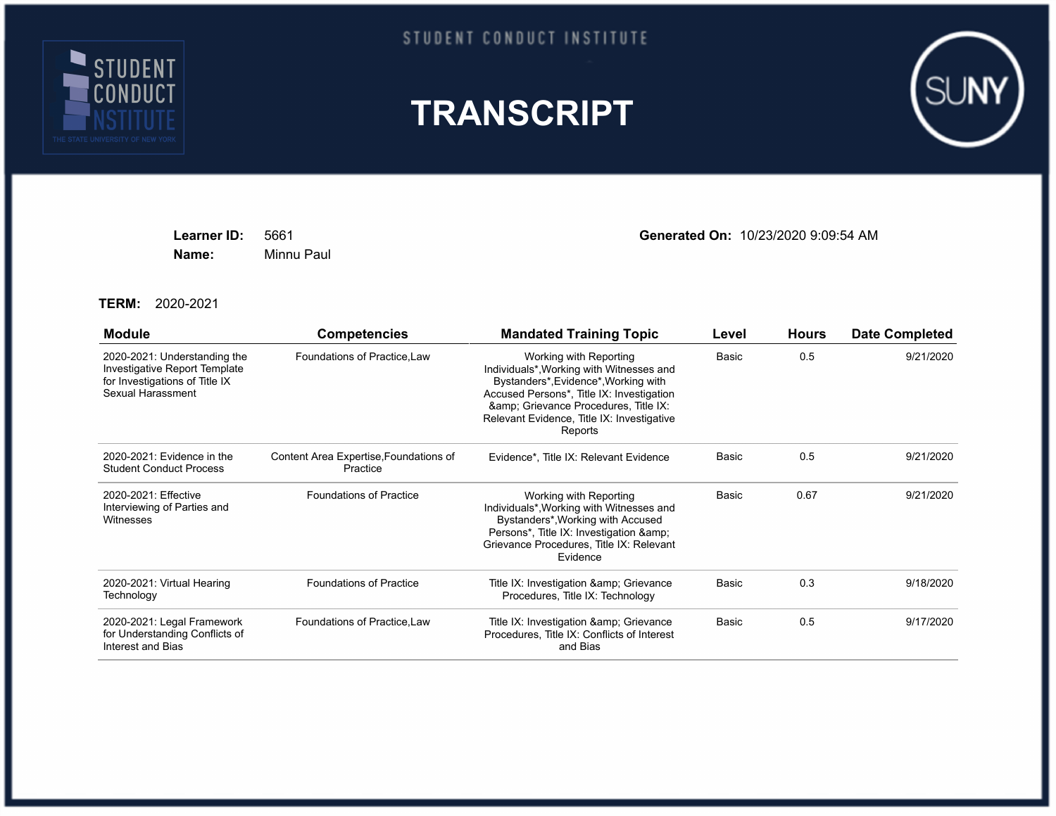STUDENT CONDUCT INSTITUTE

# TRANSCRIPT

**Learner ID:** 5661
**Name:** Minnu Paul

**Generated On:** 10/23/2020 9:09:54 AM

**TERM:** 2020-2021

| Module | Competencies | Mandated Training Topic | Level | Hours | Date Completed |
|---|---|---|---|---|---|
| 2020-2021: Understanding the Investigative Report Template for Investigations of Title IX Sexual Harassment | Foundations of Practice,Law | Working with Reporting Individuals*,Working with Witnesses and Bystanders*,Evidence*,Working with Accused Persons*, Title IX: Investigation &amp; Grievance Procedures, Title IX: Relevant Evidence, Title IX: Investigative Reports | Basic | 0.5 | 9/21/2020 |
| 2020-2021: Evidence in the Student Conduct Process | Content Area Expertise,Foundations of Practice | Evidence*, Title IX: Relevant Evidence | Basic | 0.5 | 9/21/2020 |
| 2020-2021: Effective Interviewing of Parties and Witnesses | Foundations of Practice | Working with Reporting Individuals*,Working with Witnesses and Bystanders*,Working with Accused Persons*, Title IX: Investigation &amp; Grievance Procedures, Title IX: Relevant Evidence | Basic | 0.67 | 9/21/2020 |
| 2020-2021: Virtual Hearing Technology | Foundations of Practice | Title IX: Investigation &amp; Grievance Procedures, Title IX: Technology | Basic | 0.3 | 9/18/2020 |
| 2020-2021: Legal Framework for Understanding Conflicts of Interest and Bias | Foundations of Practice,Law | Title IX: Investigation &amp; Grievance Procedures, Title IX: Conflicts of Interest and Bias | Basic | 0.5 | 9/17/2020 |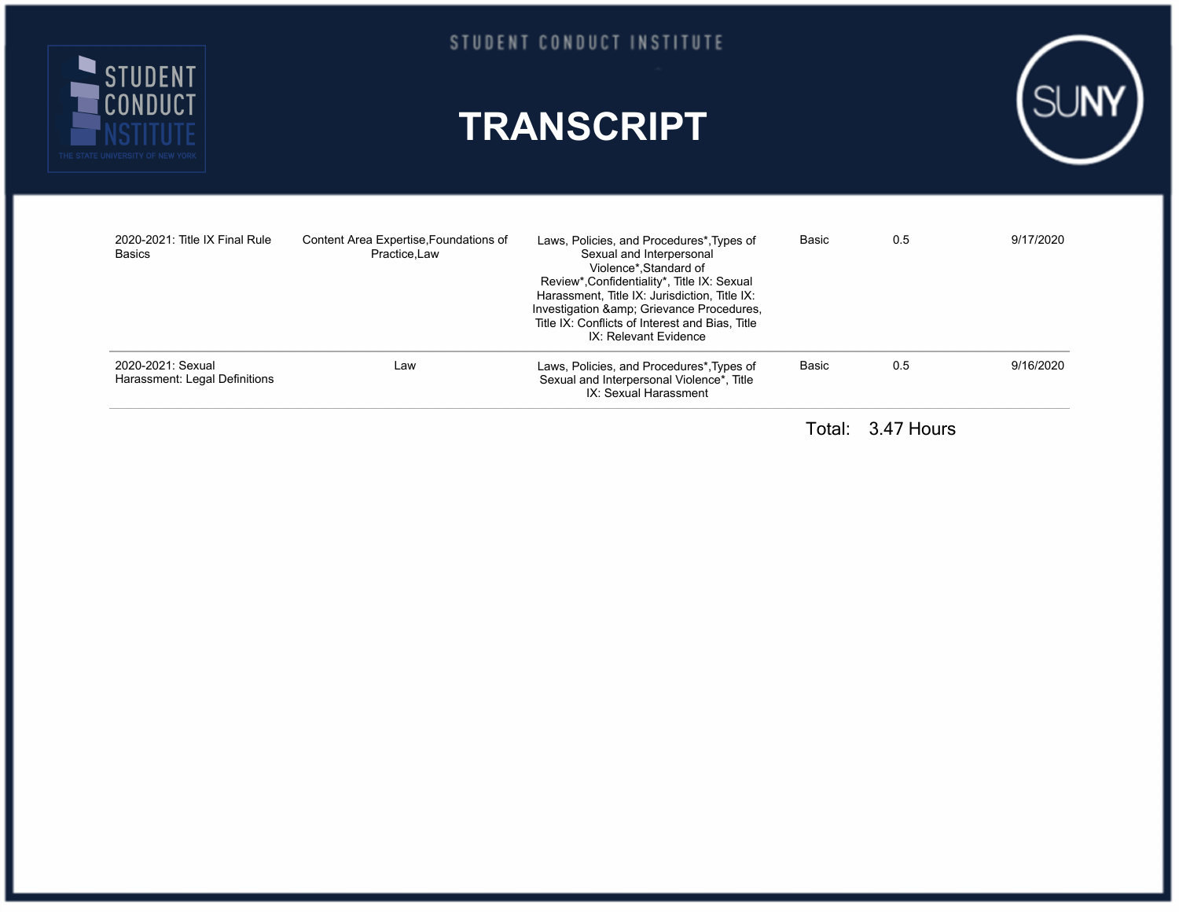# TRANSCRIPT

| | | | | | |
|---|---|---|---|---|---|
| 2020-2021: Title IX Final Rule Basics | Content Area Expertise,Foundations of Practice,Law | Laws, Policies, and Procedures*,Types of Sexual and Interpersonal Violence*,Standard of Review*,Confidentiality*, Title IX: Sexual Harassment, Title IX: Jurisdiction, Title IX: Investigation &amp; Grievance Procedures, Title IX: Conflicts of Interest and Bias, Title IX: Relevant Evidence | Basic | 0.5 | 9/17/2020 |
| 2020-2021: Sexual Harassment: Legal Definitions | Law | Laws, Policies, and Procedures*,Types of Sexual and Interpersonal Violence*, Title IX: Sexual Harassment | Basic | 0.5 | 9/16/2020 |

Total: 3.47 Hours